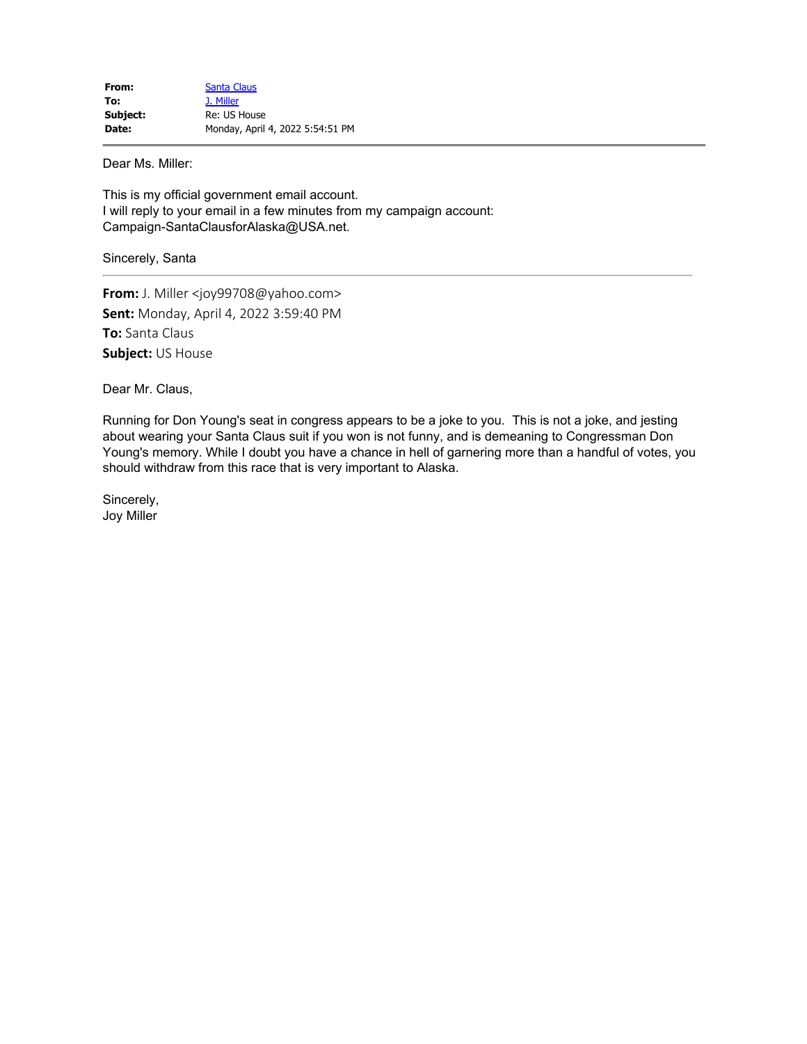| | |
|---|---|
| **From:** | Santa Claus |
| **To:** | J. Miller |
| **Subject:** | Re: US House |
| **Date:** | Monday, April 4, 2022 5:54:51 PM |

---

Dear Ms. Miller:

This is my official government email account.
I will reply to your email in a few minutes from my campaign account:
Campaign-SantaClausforAlaska@USA.net.

Sincerely, Santa

---

**From:** J. Miller <joy99708@yahoo.com>
**Sent:** Monday, April 4, 2022 3:59:40 PM
**To:** Santa Claus
**Subject:** US House

Dear Mr. Claus,

Running for Don Young's seat in congress appears to be a joke to you. This is not a joke, and jesting about wearing your Santa Claus suit if you won is not funny, and is demeaning to Congressman Don Young's memory. While I doubt you have a chance in hell of garnering more than a handful of votes, you should withdraw from this race that is very important to Alaska.

Sincerely,
Joy Miller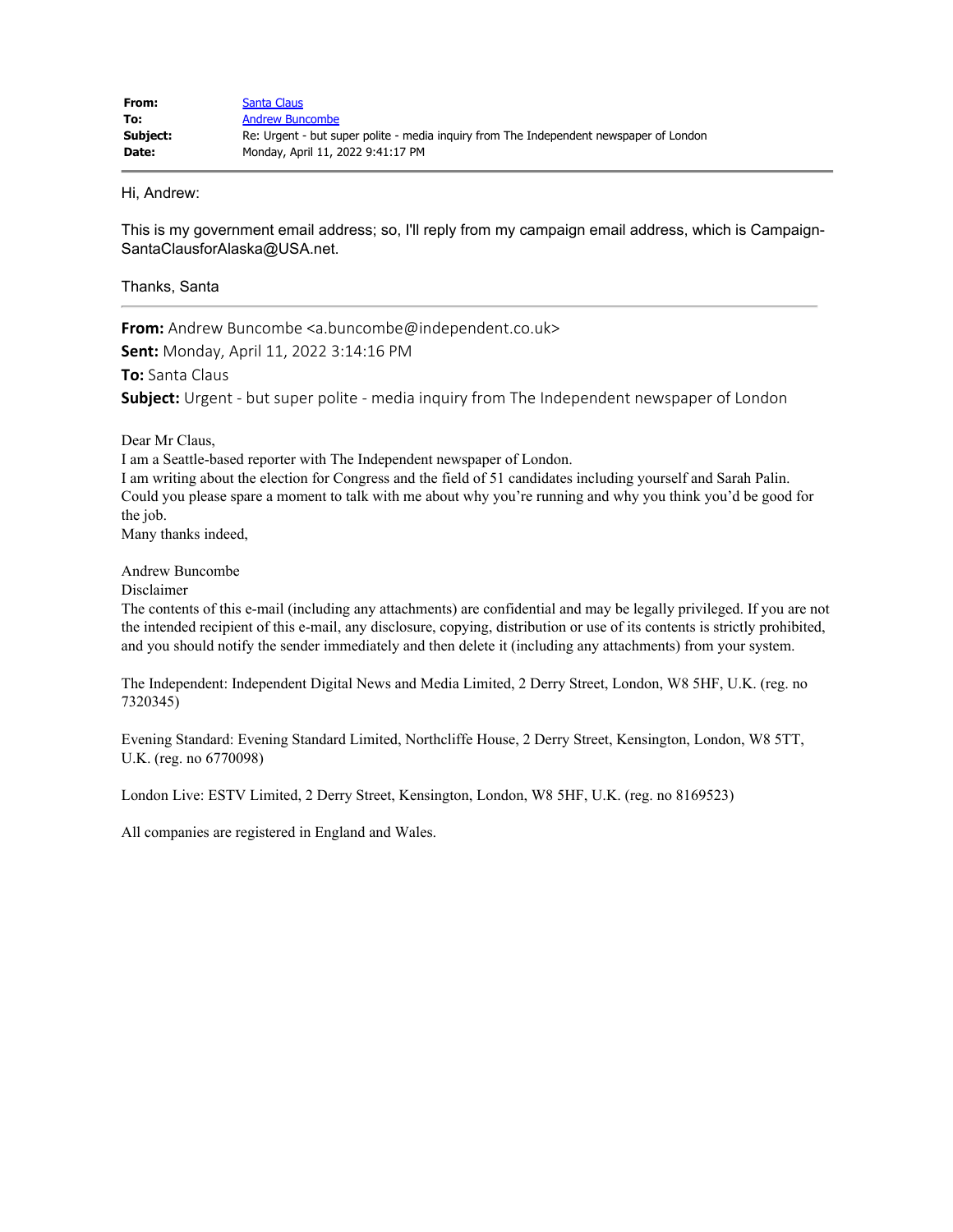| | |
|---|---|
| **From:** | Santa Claus |
| **To:** | Andrew Buncombe |
| **Subject:** | Re: Urgent - but super polite - media inquiry from The Independent newspaper of London |
| **Date:** | Monday, April 11, 2022 9:41:17 PM |

---

Hi, Andrew:

This is my government email address; so, I'll reply from my campaign email address, which is Campaign-SantaClausforAlaska@USA.net.

Thanks, Santa

---

**From:** Andrew Buncombe <a.buncombe@independent.co.uk>
**Sent:** Monday, April 11, 2022 3:14:16 PM
**To:** Santa Claus
**Subject:** Urgent - but super polite - media inquiry from The Independent newspaper of London

Dear Mr Claus,
I am a Seattle-based reporter with The Independent newspaper of London.
I am writing about the election for Congress and the field of 51 candidates including yourself and Sarah Palin.
Could you please spare a moment to talk with me about why you're running and why you think you'd be good for the job.
Many thanks indeed,

Andrew Buncombe
Disclaimer
The contents of this e-mail (including any attachments) are confidential and may be legally privileged. If you are not the intended recipient of this e-mail, any disclosure, copying, distribution or use of its contents is strictly prohibited, and you should notify the sender immediately and then delete it (including any attachments) from your system.

The Independent: Independent Digital News and Media Limited, 2 Derry Street, London, W8 5HF, U.K. (reg. no 7320345)

Evening Standard: Evening Standard Limited, Northcliffe House, 2 Derry Street, Kensington, London, W8 5TT, U.K. (reg. no 6770098)

London Live: ESTV Limited, 2 Derry Street, Kensington, London, W8 5HF, U.K. (reg. no 8169523)

All companies are registered in England and Wales.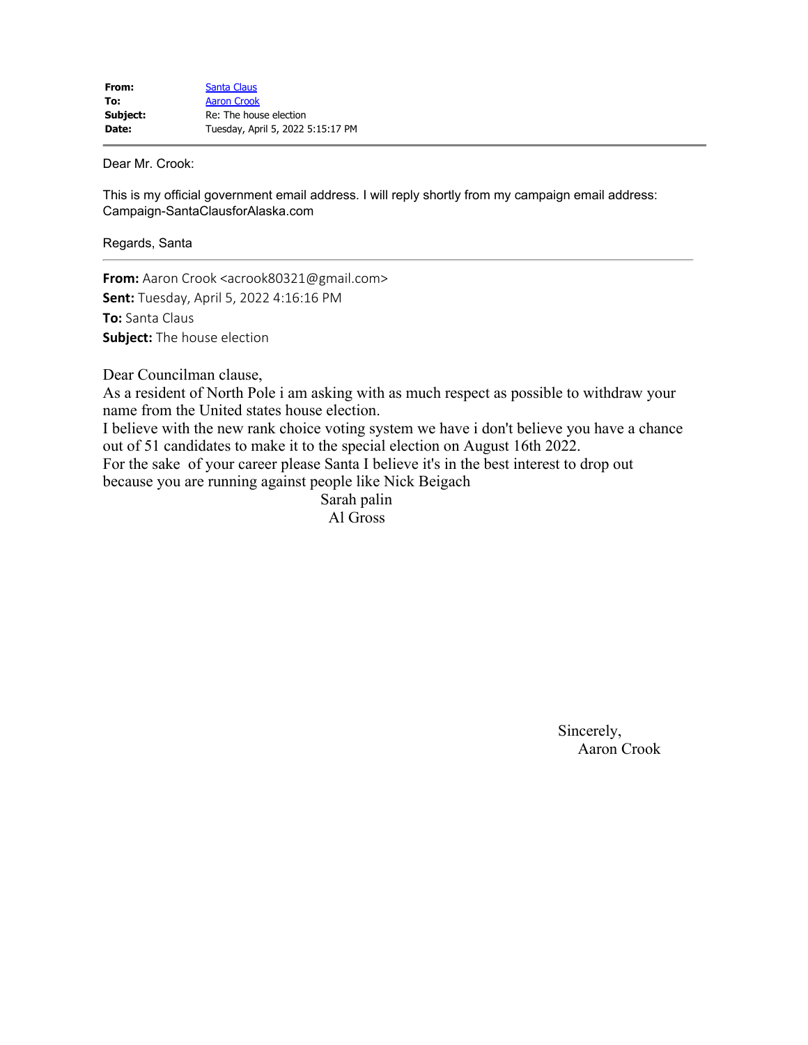| | |
|---|---|
| **From:** | Santa Claus |
| **To:** | Aaron Crook |
| **Subject:** | Re: The house election |
| **Date:** | Tuesday, April 5, 2022 5:15:17 PM |

---

Dear Mr. Crook:

This is my official government email address. I will reply shortly from my campaign email address: Campaign-SantaClausforAlaska.com

Regards, Santa

---

**From:** Aaron Crook <acrook80321@gmail.com>
**Sent:** Tuesday, April 5, 2022 4:16:16 PM
**To:** Santa Claus
**Subject:** The house election

Dear Councilman clause,
As a resident of North Pole i am asking with as much respect as possible to withdraw your name from the United states house election.
I believe with the new rank choice voting system we have i don't believe you have a chance out of 51 candidates to make it to the special election on August 16th 2022.
For the sake of your career please Santa I believe it's in the best interest to drop out because you are running against people like Nick Beigach
Sarah palin
Al Gross

Sincerely,
Aaron Crook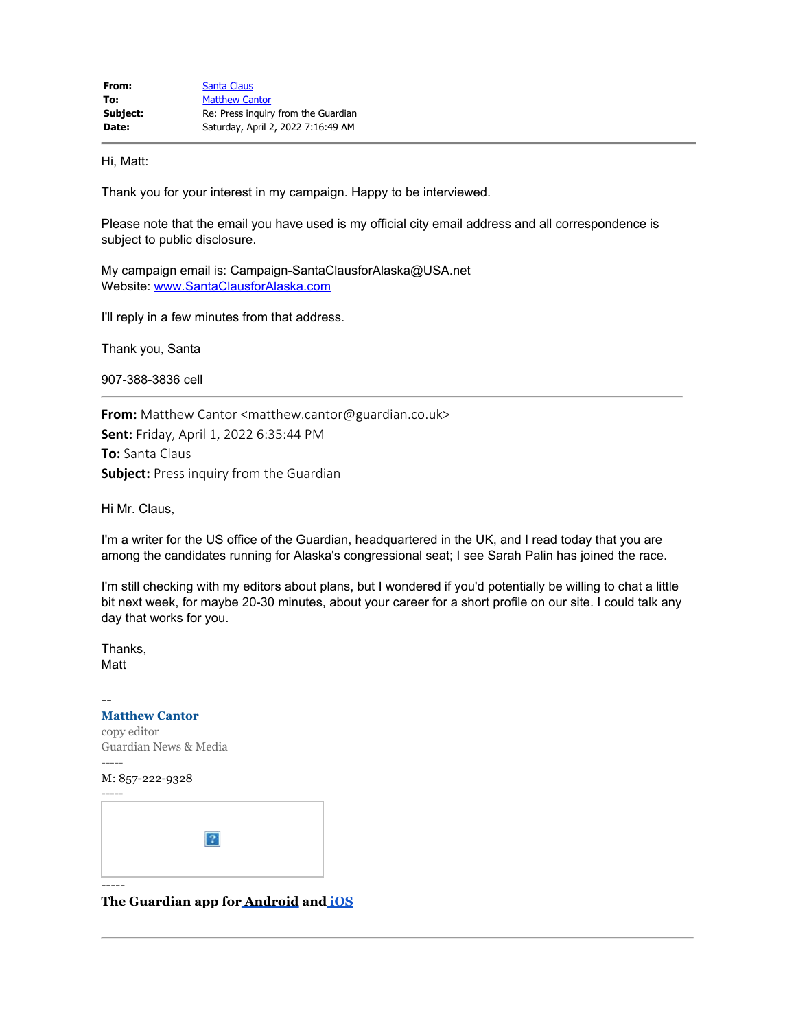| | |
|---|---|
| **From:** | Santa Claus |
| **To:** | Matthew Cantor |
| **Subject:** | Re: Press inquiry from the Guardian |
| **Date:** | Saturday, April 2, 2022 7:16:49 AM |

---

Hi, Matt:

Thank you for your interest in my campaign. Happy to be interviewed.

Please note that the email you have used is my official city email address and all correspondence is subject to public disclosure.

My campaign email is: Campaign-SantaClausforAlaska@USA.net
Website: www.SantaClausforAlaska.com

I'll reply in a few minutes from that address.

Thank you, Santa

907-388-3836 cell

---

**From:** Matthew Cantor <matthew.cantor@guardian.co.uk>
**Sent:** Friday, April 1, 2022 6:35:44 PM
**To:** Santa Claus
**Subject:** Press inquiry from the Guardian

Hi Mr. Claus,

I'm a writer for the US office of the Guardian, headquartered in the UK, and I read today that you are among the candidates running for Alaska's congressional seat; I see Sarah Palin has joined the race.

I'm still checking with my editors about plans, but I wondered if you'd potentially be willing to chat a little bit next week, for maybe 20-30 minutes, about your career for a short profile on our site. I could talk any day that works for you.

Thanks,
Matt

--
**Matthew Cantor**
copy editor
Guardian News & Media
-----
M: 857-222-9328
-----

-----
**The Guardian app for Android and iOS**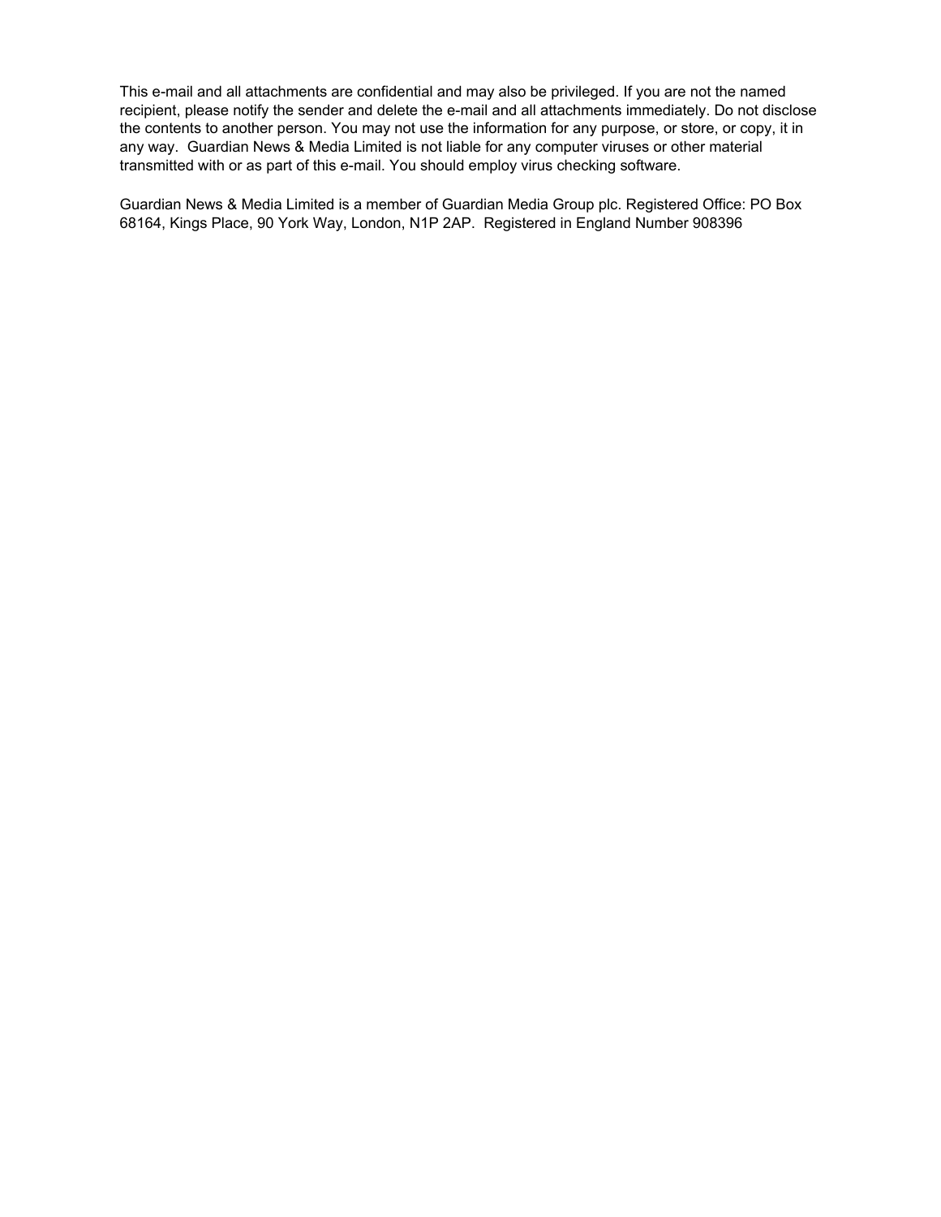This e-mail and all attachments are confidential and may also be privileged. If you are not the named recipient, please notify the sender and delete the e-mail and all attachments immediately. Do not disclose the contents to another person. You may not use the information for any purpose, or store, or copy, it in any way.  Guardian News & Media Limited is not liable for any computer viruses or other material transmitted with or as part of this e-mail. You should employ virus checking software.

Guardian News & Media Limited is a member of Guardian Media Group plc. Registered Office: PO Box 68164, Kings Place, 90 York Way, London, N1P 2AP.  Registered in England Number 908396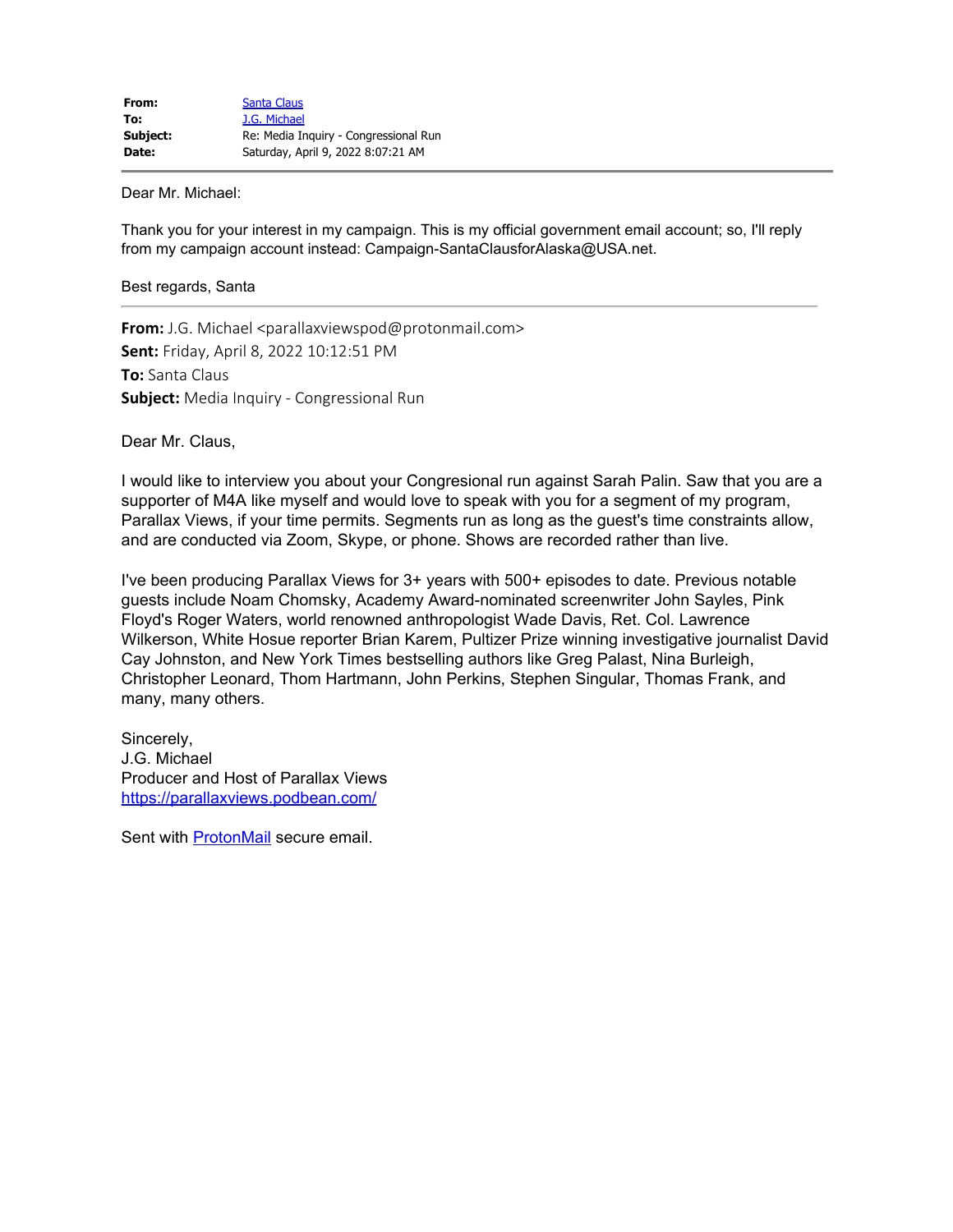| | |
|---|---|
| **From:** | [Santa Claus]() |
| **To:** | [J.G. Michael]() |
| **Subject:** | Re: Media Inquiry - Congressional Run |
| **Date:** | Saturday, April 9, 2022 8:07:21 AM |

---

Dear Mr. Michael:

Thank you for your interest in my campaign. This is my official government email account; so, I'll reply from my campaign account instead: Campaign-SantaClausforAlaska@USA.net.

Best regards, Santa

---

**From:** J.G. Michael <parallaxviewspod@protonmail.com>
**Sent:** Friday, April 8, 2022 10:12:51 PM
**To:** Santa Claus
**Subject:** Media Inquiry - Congressional Run

Dear Mr. Claus,

I would like to interview you about your Congresional run against Sarah Palin. Saw that you are a supporter of M4A like myself and would love to speak with you for a segment of my program, Parallax Views, if your time permits. Segments run as long as the guest's time constraints allow, and are conducted via Zoom, Skype, or phone. Shows are recorded rather than live.

I've been producing Parallax Views for 3+ years with 500+ episodes to date. Previous notable guests include Noam Chomsky, Academy Award-nominated screenwriter John Sayles, Pink Floyd's Roger Waters, world renowned anthropologist Wade Davis, Ret. Col. Lawrence Wilkerson, White Hosue reporter Brian Karem, Pultizer Prize winning investigative journalist David Cay Johnston, and New York Times bestselling authors like Greg Palast, Nina Burleigh, Christopher Leonard, Thom Hartmann, John Perkins, Stephen Singular, Thomas Frank, and many, many others.

Sincerely,
J.G. Michael
Producer and Host of Parallax Views
[https://parallaxviews.podbean.com/](https://parallaxviews.podbean.com/)

Sent with [ProtonMail]() secure email.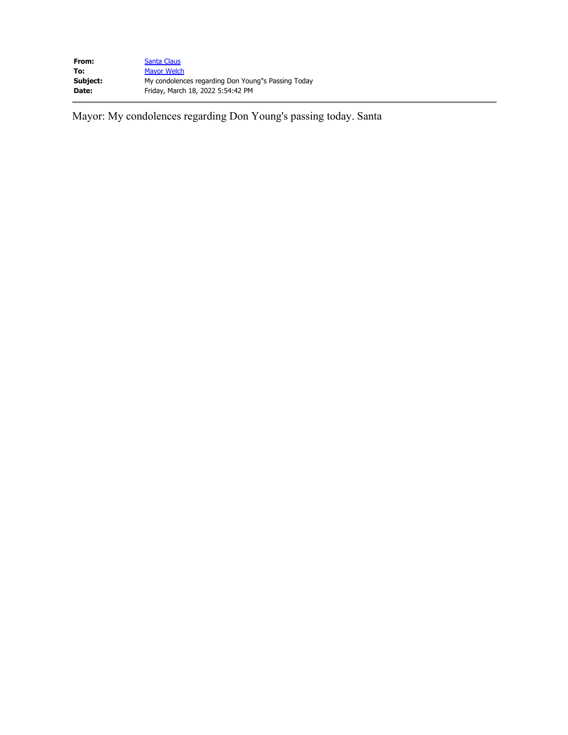| | |
|---|---|
| **From:** | Santa Claus |
| **To:** | Mayor Welch |
| **Subject:** | My condolences regarding Don Young"s Passing Today |
| **Date:** | Friday, March 18, 2022 5:54:42 PM |

---

Mayor: My condolences regarding Don Young's passing today. Santa